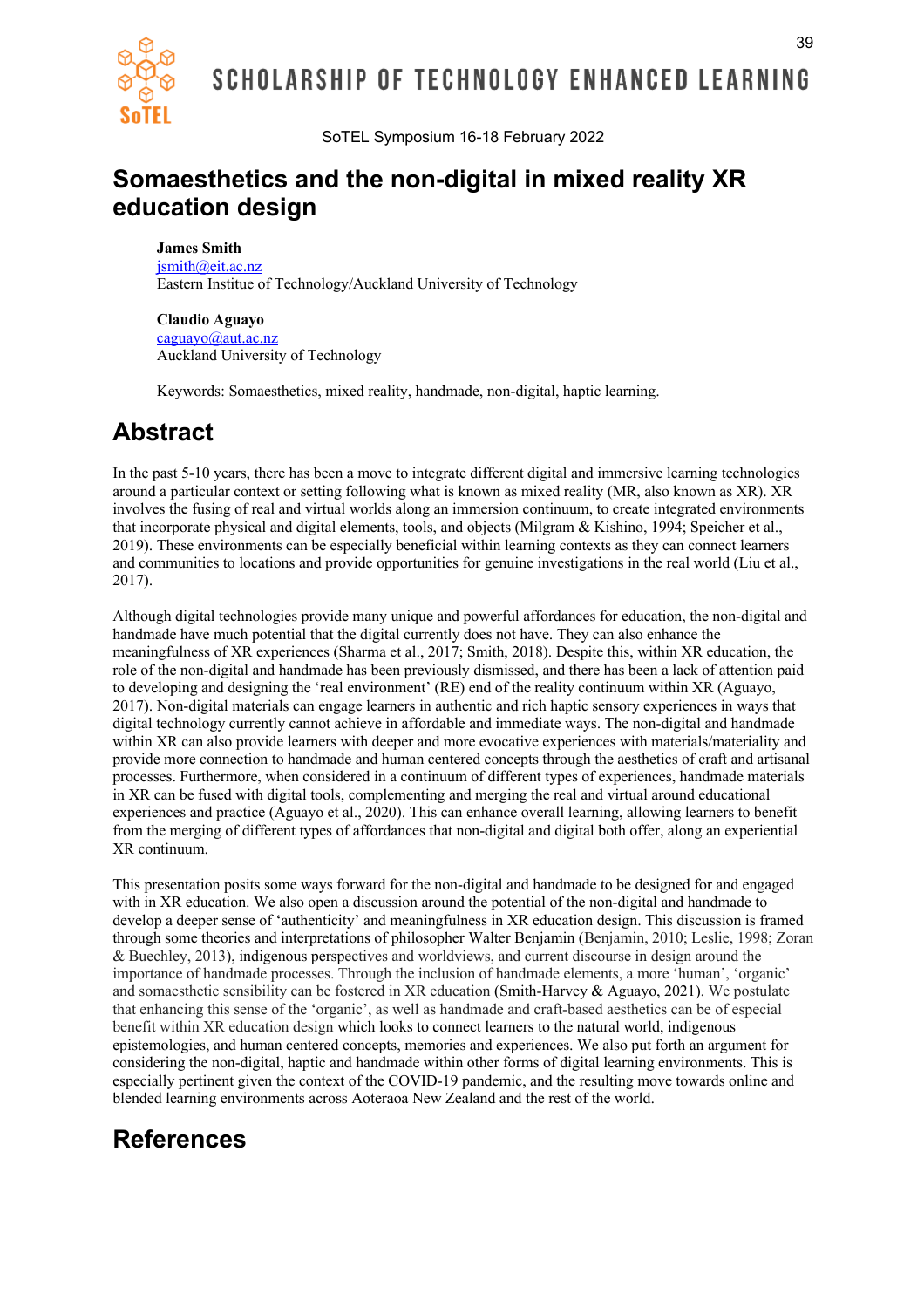SoTEL Symposium 16-18 February 2022

# Somaesthetics and the non-digital in mixed reality XR education design

**James Smith**
jsmith@eit.ac.nz
Eastern Institue of Technology/Auckland University of Technology

**Claudio Aguayo**
caguayo@aut.ac.nz
Auckland University of Technology

Keywords: Somaesthetics, mixed reality, handmade, non-digital, haptic learning.

# Abstract

In the past 5-10 years, there has been a move to integrate different digital and immersive learning technologies around a particular context or setting following what is known as mixed reality (MR, also known as XR). XR involves the fusing of real and virtual worlds along an immersion continuum, to create integrated environments that incorporate physical and digital elements, tools, and objects (Milgram & Kishino, 1994; Speicher et al., 2019). These environments can be especially beneficial within learning contexts as they can connect learners and communities to locations and provide opportunities for genuine investigations in the real world (Liu et al., 2017).

Although digital technologies provide many unique and powerful affordances for education, the non-digital and handmade have much potential that the digital currently does not have. They can also enhance the meaningfulness of XR experiences (Sharma et al., 2017; Smith, 2018). Despite this, within XR education, the role of the non-digital and handmade has been previously dismissed, and there has been a lack of attention paid to developing and designing the 'real environment' (RE) end of the reality continuum within XR (Aguayo, 2017). Non-digital materials can engage learners in authentic and rich haptic sensory experiences in ways that digital technology currently cannot achieve in affordable and immediate ways. The non-digital and handmade within XR can also provide learners with deeper and more evocative experiences with materials/materiality and provide more connection to handmade and human centered concepts through the aesthetics of craft and artisanal processes. Furthermore, when considered in a continuum of different types of experiences, handmade materials in XR can be fused with digital tools, complementing and merging the real and virtual around educational experiences and practice (Aguayo et al., 2020). This can enhance overall learning, allowing learners to benefit from the merging of different types of affordances that non-digital and digital both offer, along an experiential XR continuum.

This presentation posits some ways forward for the non-digital and handmade to be designed for and engaged with in XR education. We also open a discussion around the potential of the non-digital and handmade to develop a deeper sense of 'authenticity' and meaningfulness in XR education design. This discussion is framed through some theories and interpretations of philosopher Walter Benjamin (Benjamin, 2010; Leslie, 1998; Zoran & Buechley, 2013), indigenous perspectives and worldviews, and current discourse in design around the importance of handmade processes. Through the inclusion of handmade elements, a more 'human', 'organic' and somaesthetic sensibility can be fostered in XR education (Smith-Harvey & Aguayo, 2021). We postulate that enhancing this sense of the 'organic', as well as handmade and craft-based aesthetics can be of especial benefit within XR education design which looks to connect learners to the natural world, indigenous epistemologies, and human centered concepts, memories and experiences. We also put forth an argument for considering the non-digital, haptic and handmade within other forms of digital learning environments. This is especially pertinent given the context of the COVID-19 pandemic, and the resulting move towards online and blended learning environments across Aoteraoa New Zealand and the rest of the world.

# References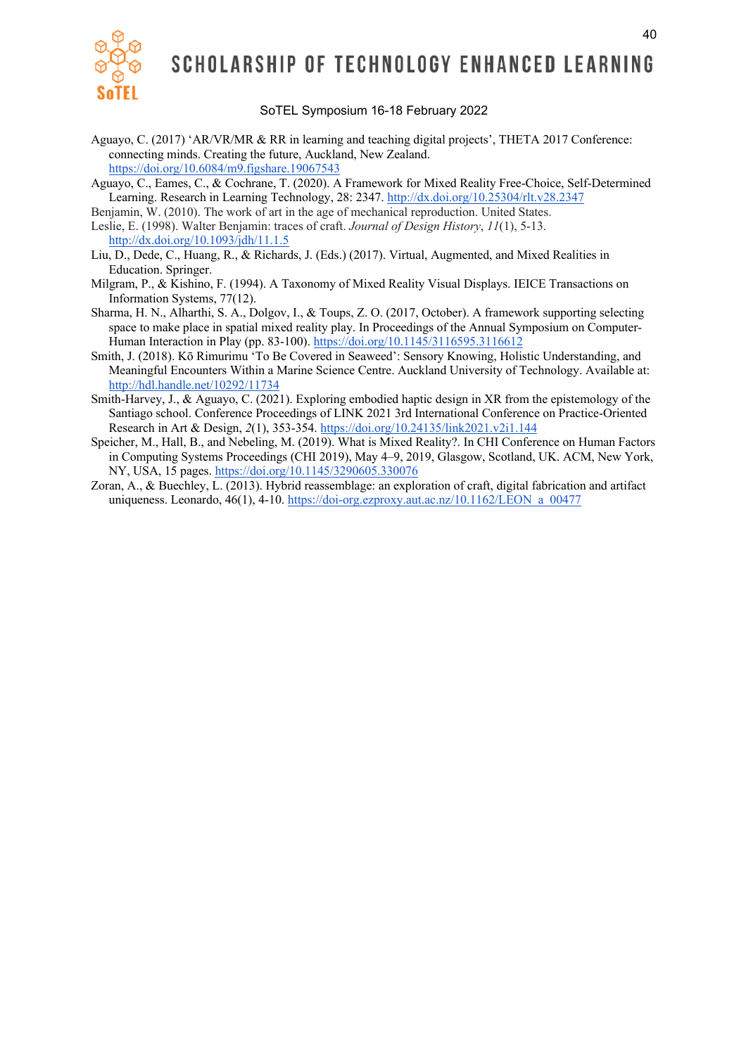Aguayo, C. (2017) 'AR/VR/MR & RR in learning and teaching digital projects', THETA 2017 Conference: connecting minds. Creating the future, Auckland, New Zealand. https://doi.org/10.6084/m9.figshare.19067543

Aguayo, C., Eames, C., & Cochrane, T. (2020). A Framework for Mixed Reality Free-Choice, Self-Determined Learning. Research in Learning Technology, 28: 2347. http://dx.doi.org/10.25304/rlt.v28.2347

Benjamin, W. (2010). The work of art in the age of mechanical reproduction. United States.

Leslie, E. (1998). Walter Benjamin: traces of craft. *Journal of Design History*, *11*(1), 5-13. http://dx.doi.org/10.1093/jdh/11.1.5

Liu, D., Dede, C., Huang, R., & Richards, J. (Eds.) (2017). Virtual, Augmented, and Mixed Realities in Education. Springer.

Milgram, P., & Kishino, F. (1994). A Taxonomy of Mixed Reality Visual Displays. IEICE Transactions on Information Systems, 77(12).

Sharma, H. N., Alharthi, S. A., Dolgov, I., & Toups, Z. O. (2017, October). A framework supporting selecting space to make place in spatial mixed reality play. In Proceedings of the Annual Symposium on Computer-Human Interaction in Play (pp. 83-100). https://doi.org/10.1145/3116595.3116612

Smith, J. (2018). Kō Rimurimu 'To Be Covered in Seaweed': Sensory Knowing, Holistic Understanding, and Meaningful Encounters Within a Marine Science Centre. Auckland University of Technology. Available at: http://hdl.handle.net/10292/11734

Smith-Harvey, J., & Aguayo, C. (2021). Exploring embodied haptic design in XR from the epistemology of the Santiago school. Conference Proceedings of LINK 2021 3rd International Conference on Practice-Oriented Research in Art & Design, *2*(1), 353-354. https://doi.org/10.24135/link2021.v2i1.144

Speicher, M., Hall, B., and Nebeling, M. (2019). What is Mixed Reality?. In CHI Conference on Human Factors in Computing Systems Proceedings (CHI 2019), May 4–9, 2019, Glasgow, Scotland, UK. ACM, New York, NY, USA, 15 pages. https://doi.org/10.1145/3290605.330076

Zoran, A., & Buechley, L. (2013). Hybrid reassemblage: an exploration of craft, digital fabrication and artifact uniqueness. Leonardo, 46(1), 4-10. https://doi-org.ezproxy.aut.ac.nz/10.1162/LEON_a_00477